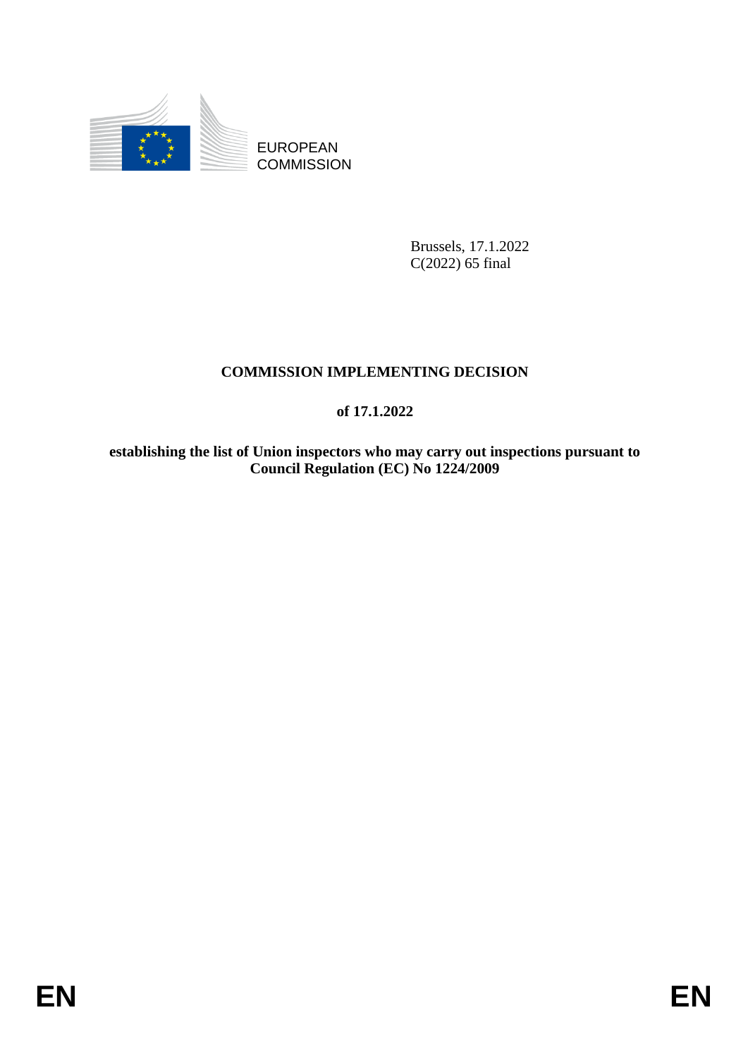EUROPEAN COMMISSION

Brussels, 17.1.2022
C(2022) 65 final

# COMMISSION IMPLEMENTING DECISION

## of 17.1.2022

## establishing the list of Union inspectors who may carry out inspections pursuant to Council Regulation (EC) No 1224/2009

EN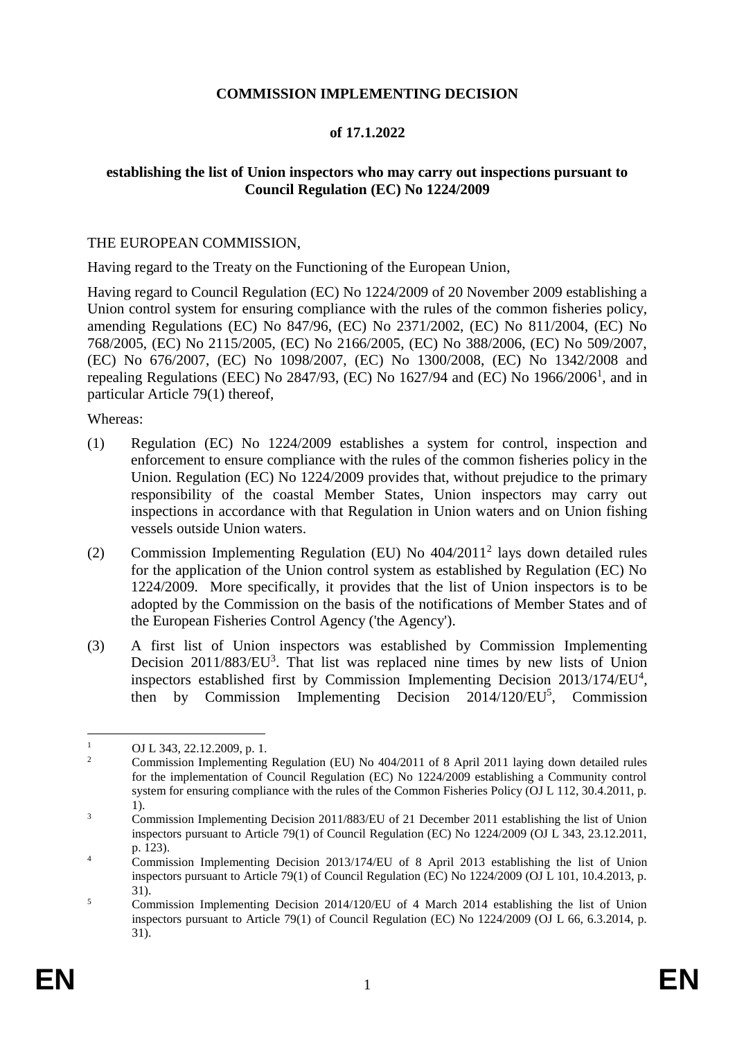**COMMISSION IMPLEMENTING DECISION**

**of 17.1.2022**

**establishing the list of Union inspectors who may carry out inspections pursuant to Council Regulation (EC) No 1224/2009**

THE EUROPEAN COMMISSION,

Having regard to the Treaty on the Functioning of the European Union,

Having regard to Council Regulation (EC) No 1224/2009 of 20 November 2009 establishing a Union control system for ensuring compliance with the rules of the common fisheries policy, amending Regulations (EC) No 847/96, (EC) No 2371/2002, (EC) No 811/2004, (EC) No 768/2005, (EC) No 2115/2005, (EC) No 2166/2005, (EC) No 388/2006, (EC) No 509/2007, (EC) No 676/2007, (EC) No 1098/2007, (EC) No 1300/2008, (EC) No 1342/2008 and repealing Regulations (EEC) No 2847/93, (EC) No 1627/94 and (EC) No 1966/2006[1], and in particular Article 79(1) thereof,

Whereas:

(1) Regulation (EC) No 1224/2009 establishes a system for control, inspection and enforcement to ensure compliance with the rules of the common fisheries policy in the Union. Regulation (EC) No 1224/2009 provides that, without prejudice to the primary responsibility of the coastal Member States, Union inspectors may carry out inspections in accordance with that Regulation in Union waters and on Union fishing vessels outside Union waters.

(2) Commission Implementing Regulation (EU) No 404/2011[2] lays down detailed rules for the application of the Union control system as established by Regulation (EC) No 1224/2009. More specifically, it provides that the list of Union inspectors is to be adopted by the Commission on the basis of the notifications of Member States and of the European Fisheries Control Agency ('the Agency').

(3) A first list of Union inspectors was established by Commission Implementing Decision 2011/883/EU[3]. That list was replaced nine times by new lists of Union inspectors established first by Commission Implementing Decision 2013/174/EU[4], then by Commission Implementing Decision 2014/120/EU[5], Commission

---

[1] OJ L 343, 22.12.2009, p. 1.

[2] Commission Implementing Regulation (EU) No 404/2011 of 8 April 2011 laying down detailed rules for the implementation of Council Regulation (EC) No 1224/2009 establishing a Community control system for ensuring compliance with the rules of the Common Fisheries Policy (OJ L 112, 30.4.2011, p. 1).

[3] Commission Implementing Decision 2011/883/EU of 21 December 2011 establishing the list of Union inspectors pursuant to Article 79(1) of Council Regulation (EC) No 1224/2009 (OJ L 343, 23.12.2011, p. 123).

[4] Commission Implementing Decision 2013/174/EU of 8 April 2013 establishing the list of Union inspectors pursuant to Article 79(1) of Council Regulation (EC) No 1224/2009 (OJ L 101, 10.4.2013, p. 31).

[5] Commission Implementing Decision 2014/120/EU of 4 March 2014 establishing the list of Union inspectors pursuant to Article 79(1) of Council Regulation (EC) No 1224/2009 (OJ L 66, 6.3.2014, p. 31).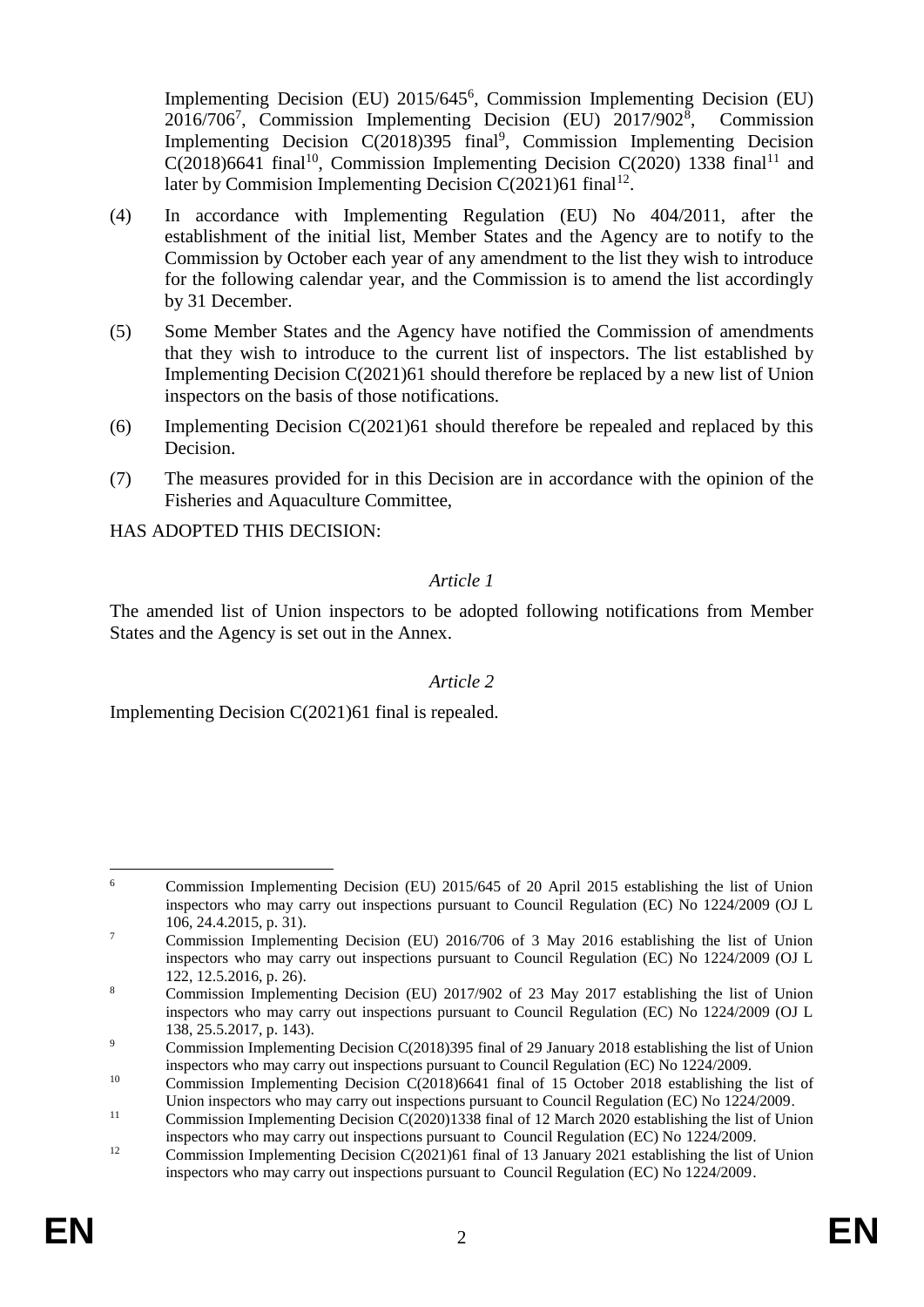Implementing Decision (EU) 2015/645[6], Commission Implementing Decision (EU) 2016/706[7], Commission Implementing Decision (EU) 2017/902[8], Commission Implementing Decision C(2018)395 final[9], Commission Implementing Decision C(2018)6641 final[10], Commission Implementing Decision C(2020) 1338 final[11] and later by Commision Implementing Decision C(2021)61 final[12].

(4) In accordance with Implementing Regulation (EU) No 404/2011, after the establishment of the initial list, Member States and the Agency are to notify to the Commission by October each year of any amendment to the list they wish to introduce for the following calendar year, and the Commission is to amend the list accordingly by 31 December.

(5) Some Member States and the Agency have notified the Commission of amendments that they wish to introduce to the current list of inspectors. The list established by Implementing Decision C(2021)61 should therefore be replaced by a new list of Union inspectors on the basis of those notifications.

(6) Implementing Decision C(2021)61 should therefore be repealed and replaced by this Decision.

(7) The measures provided for in this Decision are in accordance with the opinion of the Fisheries and Aquaculture Committee,

HAS ADOPTED THIS DECISION:

*Article 1*

The amended list of Union inspectors to be adopted following notifications from Member States and the Agency is set out in the Annex.

*Article 2*

Implementing Decision C(2021)61 final is repealed.

---

[6] Commission Implementing Decision (EU) 2015/645 of 20 April 2015 establishing the list of Union inspectors who may carry out inspections pursuant to Council Regulation (EC) No 1224/2009 (OJ L 106, 24.4.2015, p. 31).

[7] Commission Implementing Decision (EU) 2016/706 of 3 May 2016 establishing the list of Union inspectors who may carry out inspections pursuant to Council Regulation (EC) No 1224/2009 (OJ L 122, 12.5.2016, p. 26).

[8] Commission Implementing Decision (EU) 2017/902 of 23 May 2017 establishing the list of Union inspectors who may carry out inspections pursuant to Council Regulation (EC) No 1224/2009 (OJ L 138, 25.5.2017, p. 143).

[9] Commission Implementing Decision C(2018)395 final of 29 January 2018 establishing the list of Union inspectors who may carry out inspections pursuant to Council Regulation (EC) No 1224/2009.

[10] Commission Implementing Decision C(2018)6641 final of 15 October 2018 establishing the list of Union inspectors who may carry out inspections pursuant to Council Regulation (EC) No 1224/2009.

[11] Commission Implementing Decision C(2020)1338 final of 12 March 2020 establishing the list of Union inspectors who may carry out inspections pursuant to Council Regulation (EC) No 1224/2009.

[12] Commission Implementing Decision C(2021)61 final of 13 January 2021 establishing the list of Union inspectors who may carry out inspections pursuant to Council Regulation (EC) No 1224/2009.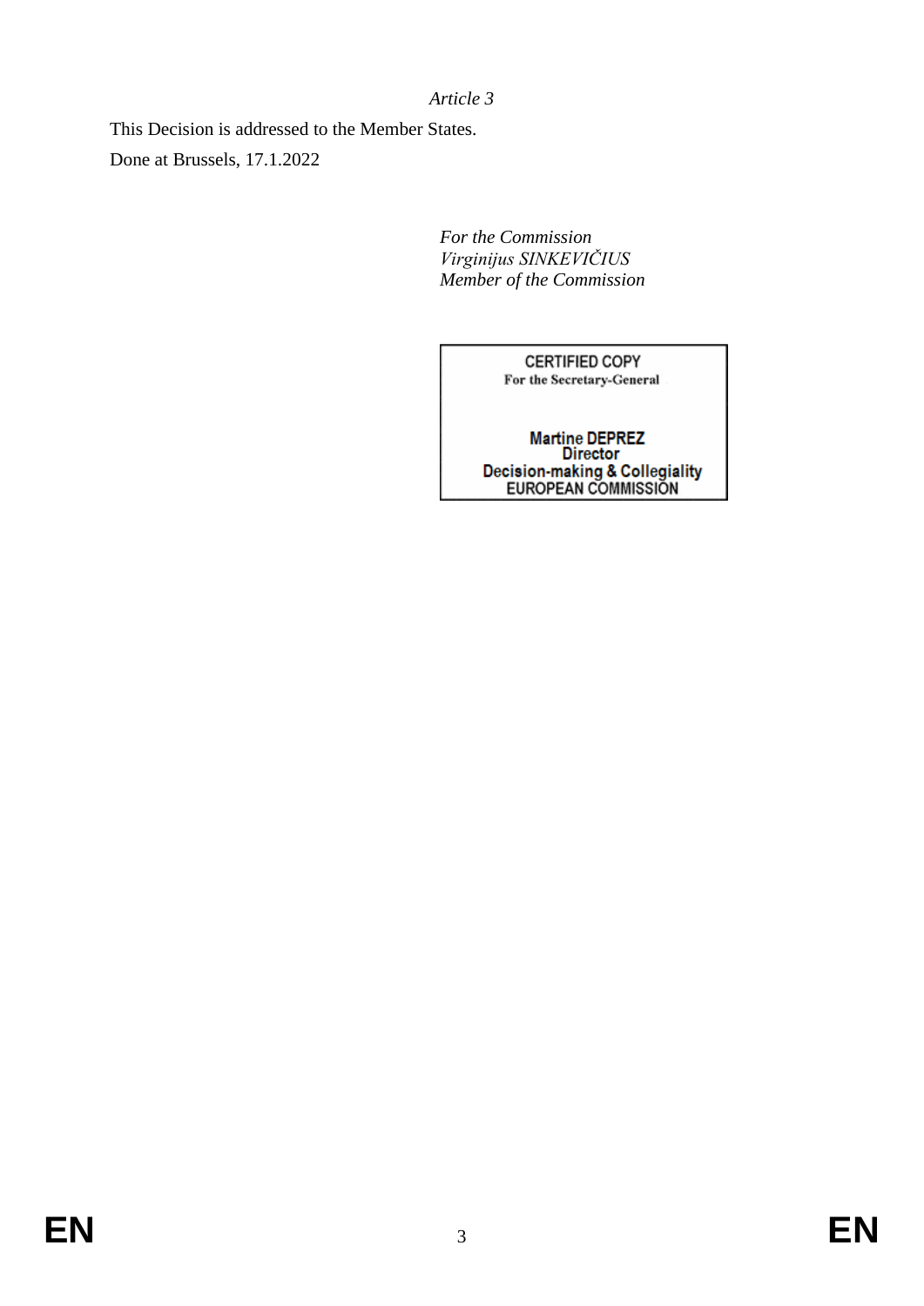*Article 3*

This Decision is addressed to the Member States.

Done at Brussels, 17.1.2022

*For the Commission*
*Virginijus SINKEVIČIUS*
*Member of the Commission*

CERTIFIED COPY
For the Secretary-General

Martine DEPREZ
Director
Decision-making & Collegiality
EUROPEAN COMMISSION